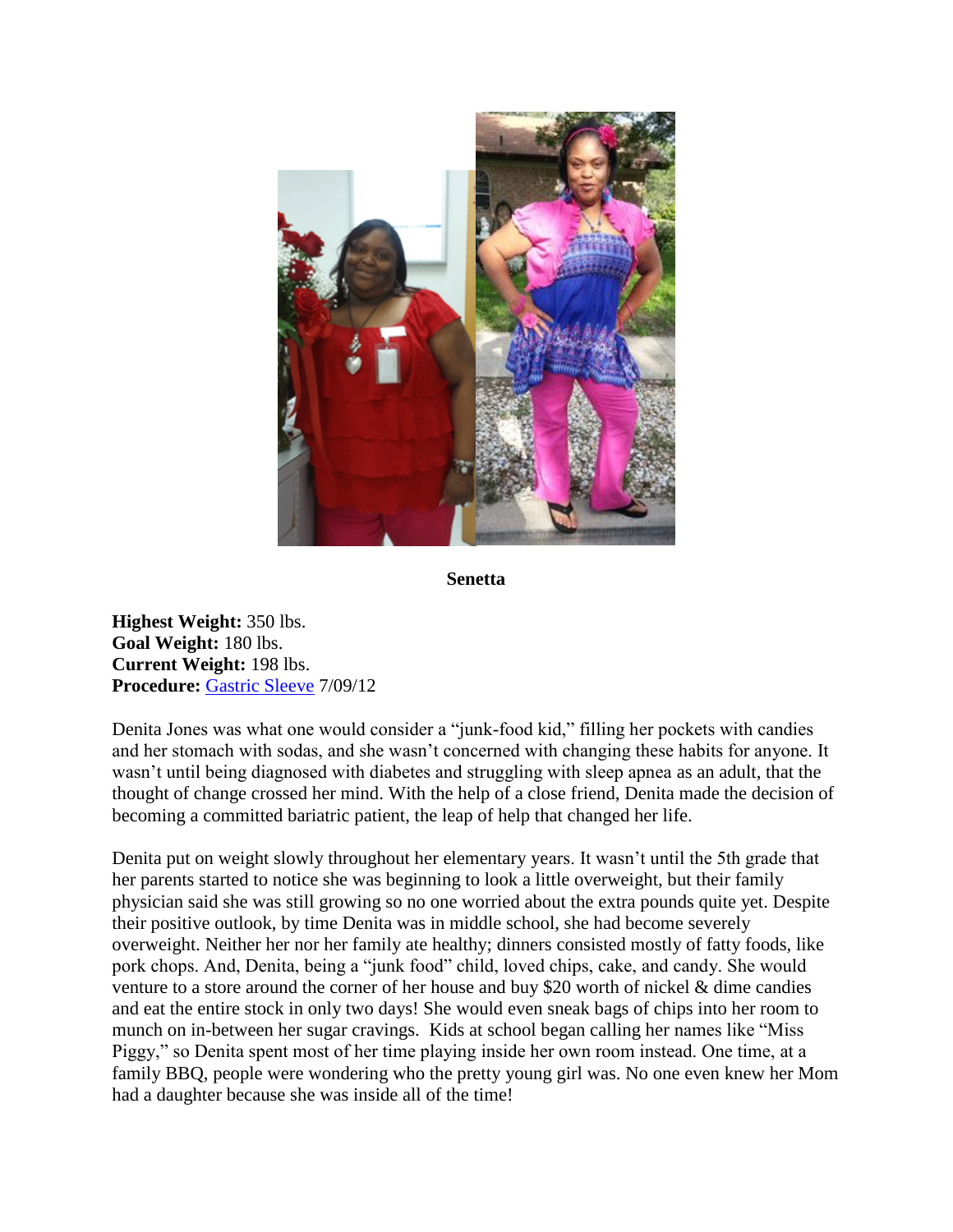**Senetta**

**Highest Weight:** 350 lbs.
**Goal Weight:** 180 lbs.
**Current Weight:** 198 lbs.
**Procedure:** Gastric Sleeve 7/09/12

Denita Jones was what one would consider a "junk-food kid," filling her pockets with candies and her stomach with sodas, and she wasn't concerned with changing these habits for anyone. It wasn't until being diagnosed with diabetes and struggling with sleep apnea as an adult, that the thought of change crossed her mind. With the help of a close friend, Denita made the decision of becoming a committed bariatric patient, the leap of help that changed her life.

Denita put on weight slowly throughout her elementary years. It wasn't until the 5th grade that her parents started to notice she was beginning to look a little overweight, but their family physician said she was still growing so no one worried about the extra pounds quite yet. Despite their positive outlook, by time Denita was in middle school, she had become severely overweight. Neither her nor her family ate healthy; dinners consisted mostly of fatty foods, like pork chops. And, Denita, being a "junk food" child, loved chips, cake, and candy. She would venture to a store around the corner of her house and buy $20 worth of nickel & dime candies and eat the entire stock in only two days! She would even sneak bags of chips into her room to munch on in-between her sugar cravings. Kids at school began calling her names like "Miss Piggy," so Denita spent most of her time playing inside her own room instead. One time, at a family BBQ, people were wondering who the pretty young girl was. No one even knew her Mom had a daughter because she was inside all of the time!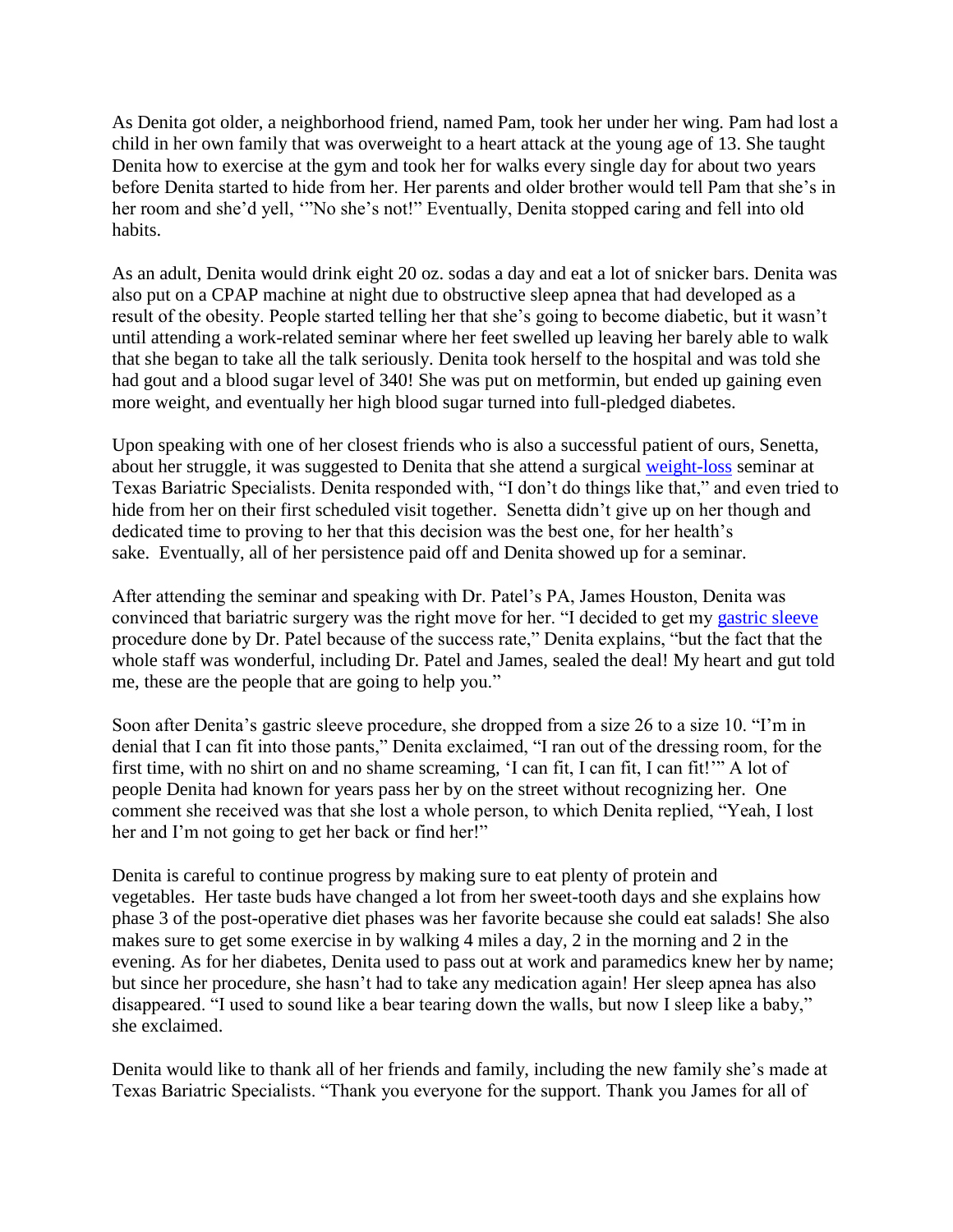As Denita got older, a neighborhood friend, named Pam, took her under her wing. Pam had lost a child in her own family that was overweight to a heart attack at the young age of 13. She taught Denita how to exercise at the gym and took her for walks every single day for about two years before Denita started to hide from her. Her parents and older brother would tell Pam that she's in her room and she'd yell, '"No she's not!" Eventually, Denita stopped caring and fell into old habits.

As an adult, Denita would drink eight 20 oz. sodas a day and eat a lot of snicker bars. Denita was also put on a CPAP machine at night due to obstructive sleep apnea that had developed as a result of the obesity. People started telling her that she's going to become diabetic, but it wasn't until attending a work-related seminar where her feet swelled up leaving her barely able to walk that she began to take all the talk seriously. Denita took herself to the hospital and was told she had gout and a blood sugar level of 340! She was put on metformin, but ended up gaining even more weight, and eventually her high blood sugar turned into full-pledged diabetes.

Upon speaking with one of her closest friends who is also a successful patient of ours, Senetta, about her struggle, it was suggested to Denita that she attend a surgical weight-loss seminar at Texas Bariatric Specialists. Denita responded with, "I don't do things like that," and even tried to hide from her on their first scheduled visit together. Senetta didn't give up on her though and dedicated time to proving to her that this decision was the best one, for her health's sake. Eventually, all of her persistence paid off and Denita showed up for a seminar.

After attending the seminar and speaking with Dr. Patel's PA, James Houston, Denita was convinced that bariatric surgery was the right move for her. "I decided to get my gastric sleeve procedure done by Dr. Patel because of the success rate," Denita explains, "but the fact that the whole staff was wonderful, including Dr. Patel and James, sealed the deal! My heart and gut told me, these are the people that are going to help you."

Soon after Denita's gastric sleeve procedure, she dropped from a size 26 to a size 10. "I'm in denial that I can fit into those pants," Denita exclaimed, "I ran out of the dressing room, for the first time, with no shirt on and no shame screaming, 'I can fit, I can fit, I can fit!'" A lot of people Denita had known for years pass her by on the street without recognizing her. One comment she received was that she lost a whole person, to which Denita replied, "Yeah, I lost her and I'm not going to get her back or find her!"

Denita is careful to continue progress by making sure to eat plenty of protein and vegetables. Her taste buds have changed a lot from her sweet-tooth days and she explains how phase 3 of the post-operative diet phases was her favorite because she could eat salads! She also makes sure to get some exercise in by walking 4 miles a day, 2 in the morning and 2 in the evening. As for her diabetes, Denita used to pass out at work and paramedics knew her by name; but since her procedure, she hasn't had to take any medication again! Her sleep apnea has also disappeared. "I used to sound like a bear tearing down the walls, but now I sleep like a baby," she exclaimed.

Denita would like to thank all of her friends and family, including the new family she's made at Texas Bariatric Specialists. "Thank you everyone for the support. Thank you James for all of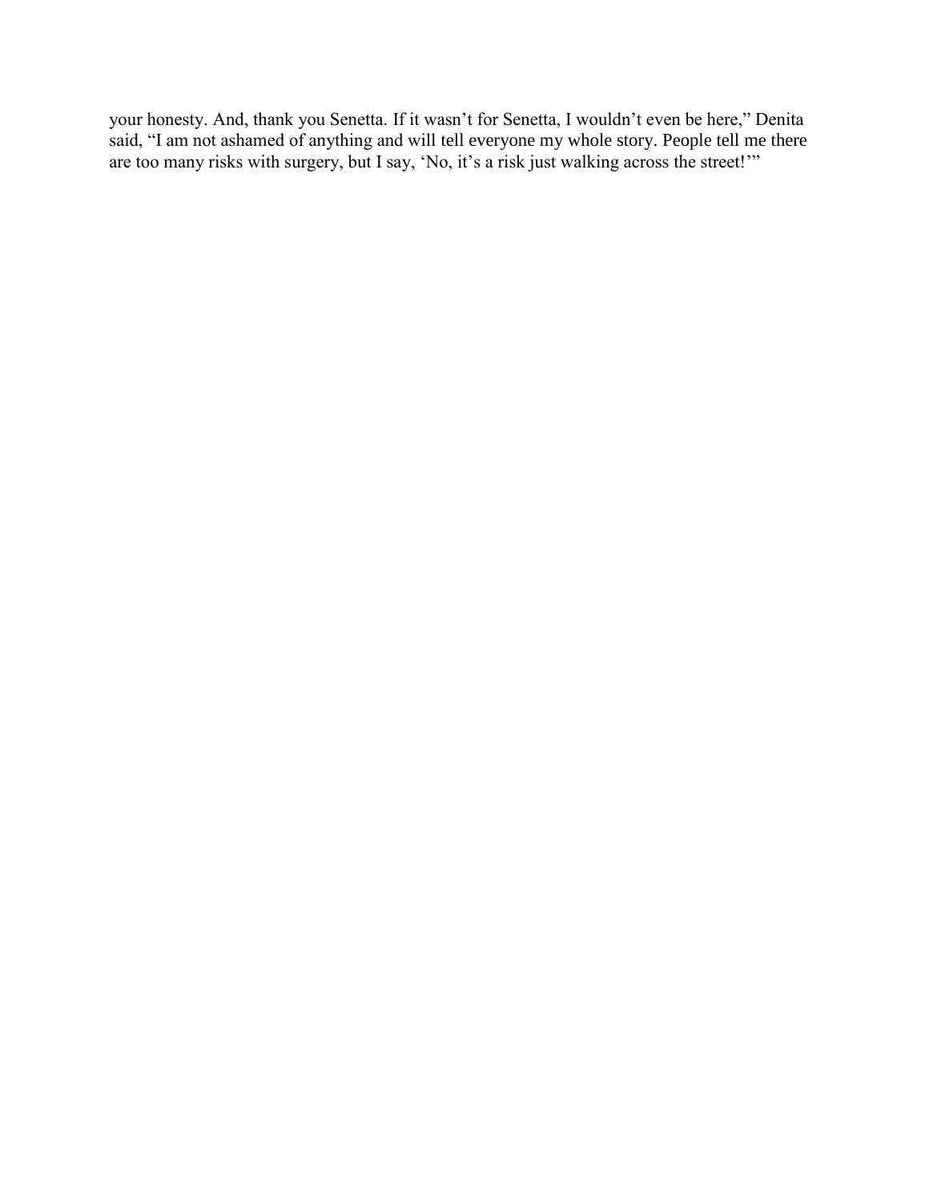your honesty. And, thank you Senetta. If it wasn't for Senetta, I wouldn't even be here," Denita said, "I am not ashamed of anything and will tell everyone my whole story. People tell me there are too many risks with surgery, but I say, 'No, it's a risk just walking across the street!'"